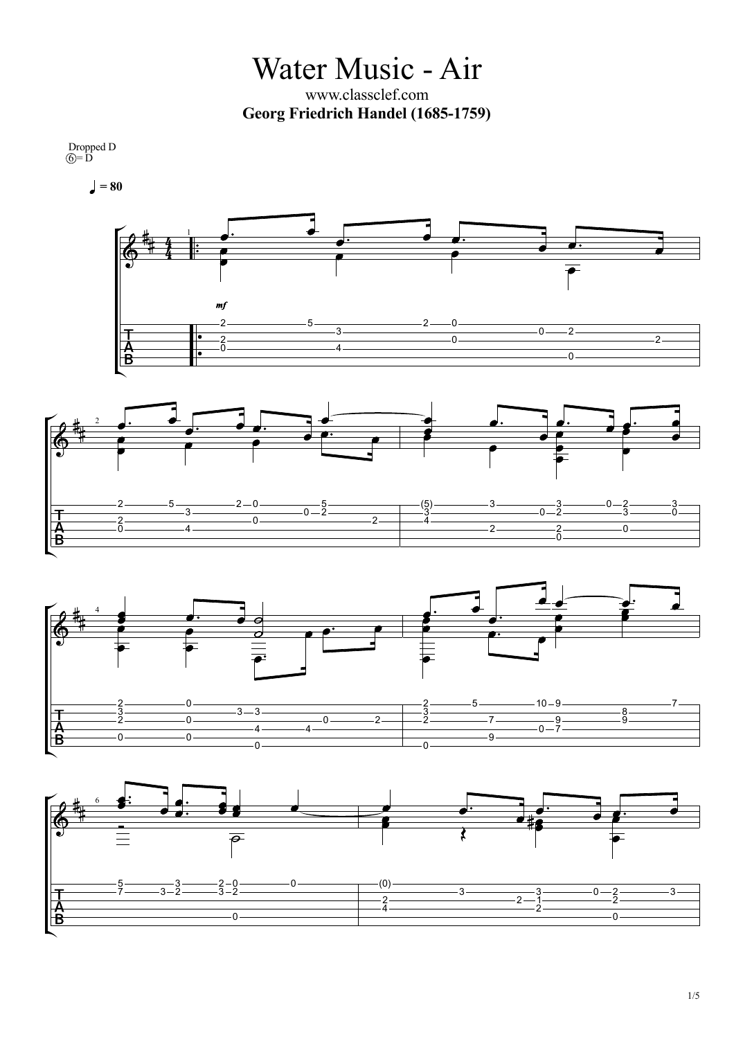# Water Music - Air

www.classclef.com

**Georg Friedrich Handel (1685-1759)**

Dropped D
⑥= D

♩ = 80

*mf*